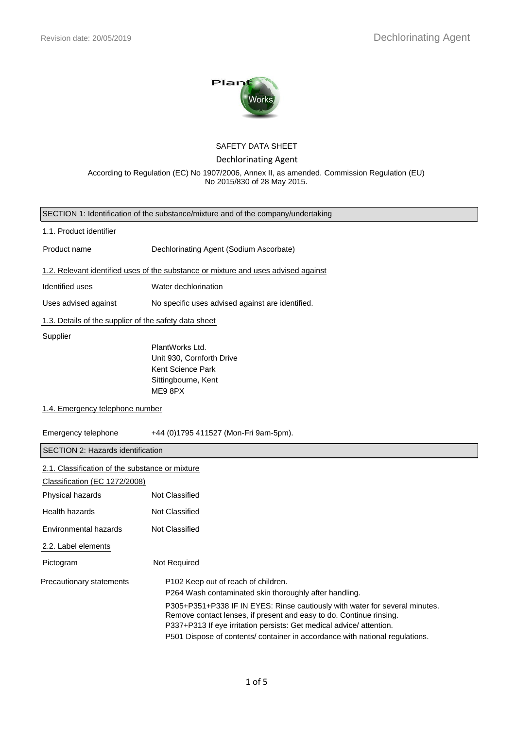# SAFETY DATA SHEET

## Dechlorinating Agent

According to Regulation (EC) No 1907/2006, Annex II, as amended. Commission Regulation (EU) No 2015/830 of 28 May 2015.

## SECTION 1: Identification of the substance/mixture and of the company/undertaking

### 1.1. Product identifier

| | |
|---|---|
| Product name | Dechlorinating Agent (Sodium Ascorbate) |

### 1.2. Relevant identified uses of the substance or mixture and uses advised against

| | |
|---|---|
| Identified uses | Water dechlorination |
| Uses advised against | No specific uses advised against are identified. |

### 1.3. Details of the supplier of the safety data sheet

Supplier

PlantWorks Ltd.
Unit 930, Cornforth Drive
Kent Science Park
Sittingbourne, Kent
ME9 8PX

### 1.4. Emergency telephone number

| | |
|---|---|
| Emergency telephone | +44 (0)1795 411527 (Mon-Fri 9am-5pm). |

## SECTION 2: Hazards identification

### 2.1. Classification of the substance or mixture

Classification (EC 1272/2008)

| | |
|---|---|
| Physical hazards | Not Classified |
| Health hazards | Not Classified |
| Environmental hazards | Not Classified |

### 2.2. Label elements

| | |
|---|---|
| Pictogram | Not Required |

Precautionary statements

P102 Keep out of reach of children.
P264 Wash contaminated skin thoroughly after handling.
P305+P351+P338 IF IN EYES: Rinse cautiously with water for several minutes. Remove contact lenses, if present and easy to do. Continue rinsing.
P337+P313 If eye irritation persists: Get medical advice/ attention.
P501 Dispose of contents/ container in accordance with national regulations.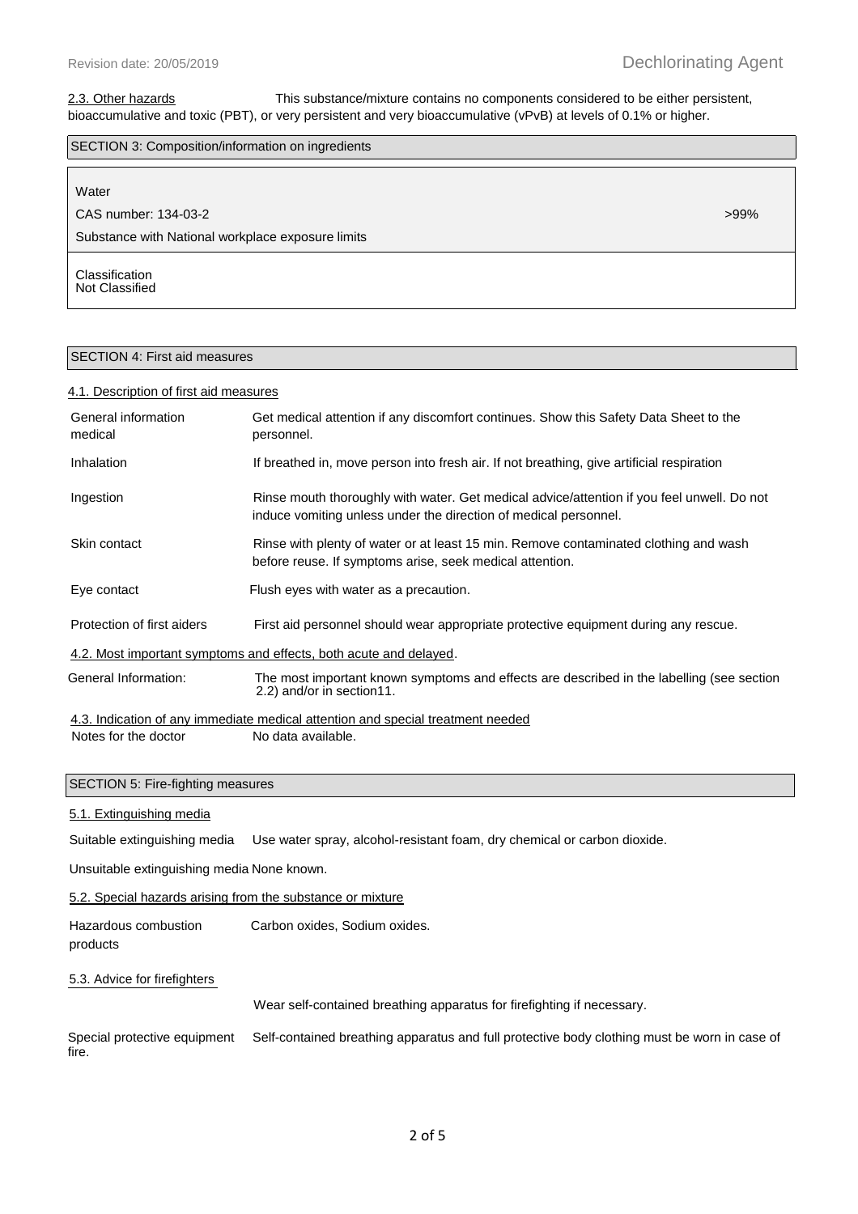2.3. Other hazards This substance/mixture contains no components considered to be either persistent, bioaccumulative and toxic (PBT), or very persistent and very bioaccumulative (vPvB) at levels of 0.1% or higher.

## SECTION 3: Composition/information on ingredients

| | |
|---|---|
| Water | |
| CAS number: 134-03-2 | >99% |
| Substance with National workplace exposure limits | |
| Classification<br>Not Classified | |

## SECTION 4: First aid measures

### 4.1. Description of first aid measures

| | |
|---|---|
| General information medical | Get medical attention if any discomfort continues. Show this Safety Data Sheet to the personnel. |
| Inhalation | If breathed in, move person into fresh air. If not breathing, give artificial respiration |
| Ingestion | Rinse mouth thoroughly with water. Get medical advice/attention if you feel unwell. Do not induce vomiting unless under the direction of medical personnel. |
| Skin contact | Rinse with plenty of water or at least 15 min. Remove contaminated clothing and wash before reuse. If symptoms arise, seek medical attention. |
| Eye contact | Flush eyes with water as a precaution. |
| Protection of first aiders | First aid personnel should wear appropriate protective equipment during any rescue. |

### 4.2. Most important symptoms and effects, both acute and delayed.

| | |
|---|---|
| General Information: | The most important known symptoms and effects are described in the labelling (see section 2.2) and/or in section11. |

### 4.3. Indication of any immediate medical attention and special treatment needed

| | |
|---|---|
| Notes for the doctor | No data available. |

## SECTION 5: Fire-fighting measures

### 5.1. Extinguishing media

| | |
|---|---|
| Suitable extinguishing media | Use water spray, alcohol-resistant foam, dry chemical or carbon dioxide. |
| Unsuitable extinguishing media | None known. |

### 5.2. Special hazards arising from the substance or mixture

| | |
|---|---|
| Hazardous combustion products | Carbon oxides, Sodium oxides. |

### 5.3. Advice for firefighters

Wear self-contained breathing apparatus for firefighting if necessary.

| | |
|---|---|
| Special protective equipment | Self-contained breathing apparatus and full protective body clothing must be worn in case of fire. |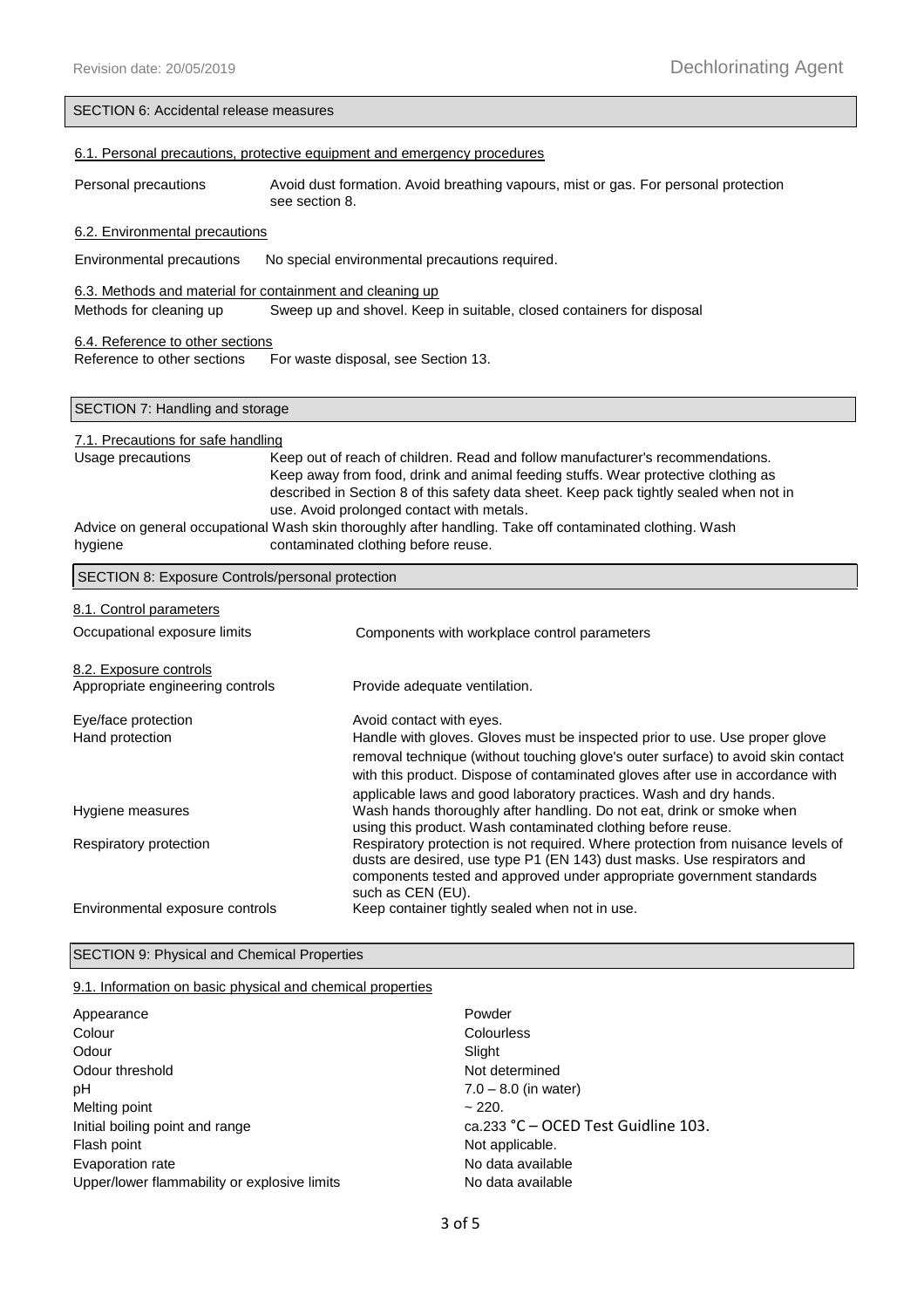## SECTION 6: Accidental release measures

### 6.1. Personal precautions, protective equipment and emergency procedures

| | |
|---|---|
| Personal precautions | Avoid dust formation. Avoid breathing vapours, mist or gas. For personal protection see section 8. |

### 6.2. Environmental precautions

| | |
|---|---|
| Environmental precautions | No special environmental precautions required. |

### 6.3. Methods and material for containment and cleaning up

| | |
|---|---|
| Methods for cleaning up | Sweep up and shovel. Keep in suitable, closed containers for disposal |

### 6.4. Reference to other sections

| | |
|---|---|
| Reference to other sections | For waste disposal, see Section 13. |

## SECTION 7: Handling and storage

### 7.1. Precautions for safe handling

| | |
|---|---|
| Usage precautions | Keep out of reach of children. Read and follow manufacturer's recommendations. Keep away from food, drink and animal feeding stuffs. Wear protective clothing as described in Section 8 of this safety data sheet. Keep pack tightly sealed when not in use. Avoid prolonged contact with metals. |
| Advice on general occupational hygiene | Wash skin thoroughly after handling. Take off contaminated clothing. Wash contaminated clothing before reuse. |

## SECTION 8: Exposure Controls/personal protection

### 8.1. Control parameters

| | |
|---|---|
| Occupational exposure limits | Components with workplace control parameters |

### 8.2. Exposure controls

| | |
|---|---|
| Appropriate engineering controls | Provide adequate ventilation. |
| Eye/face protection | Avoid contact with eyes. |
| Hand protection | Handle with gloves. Gloves must be inspected prior to use. Use proper glove removal technique (without touching glove's outer surface) to avoid skin contact with this product. Dispose of contaminated gloves after use in accordance with applicable laws and good laboratory practices. Wash and dry hands. |
| Hygiene measures | Wash hands thoroughly after handling. Do not eat, drink or smoke when using this product. Wash contaminated clothing before reuse. |
| Respiratory protection | Respiratory protection is not required. Where protection from nuisance levels of dusts are desired, use type P1 (EN 143) dust masks. Use respirators and components tested and approved under appropriate government standards such as CEN (EU). |
| Environmental exposure controls | Keep container tightly sealed when not in use. |

## SECTION 9: Physical and Chemical Properties

### 9.1. Information on basic physical and chemical properties

| | |
|---|---|
| Appearance | Powder |
| Colour | Colourless |
| Odour | Slight |
| Odour threshold | Not determined |
| pH | 7.0 – 8.0 (in water) |
| Melting point | ~ 220. |
| Initial boiling point and range | ca.233 °C – OCED Test Guidline 103. |
| Flash point | Not applicable. |
| Evaporation rate | No data available |
| Upper/lower flammability or explosive limits | No data available |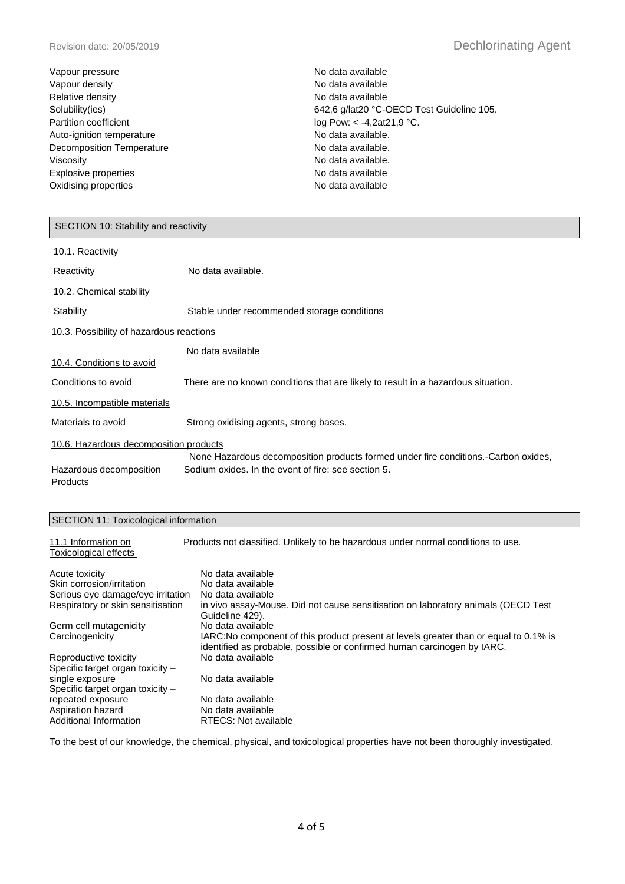| | |
|---|---|
| Vapour pressure | No data available |
| Vapour density | No data available |
| Relative density | No data available |
| Solubility(ies) | 642,6 g/lat20 °C-OECD Test Guideline 105. |
| Partition coefficient | log Pow: < -4,2at21,9 °C. |
| Auto-ignition temperature | No data available. |
| Decomposition Temperature | No data available. |
| Viscosity | No data available. |
| Explosive properties | No data available |
| Oxidising properties | No data available |

## SECTION 10: Stability and reactivity

### 10.1. Reactivity

Reactivity: No data available.

### 10.2. Chemical stability

Stability: Stable under recommended storage conditions

### 10.3. Possibility of hazardous reactions

No data available

### 10.4. Conditions to avoid

Conditions to avoid: There are no known conditions that are likely to result in a hazardous situation.

### 10.5. Incompatible materials

Materials to avoid: Strong oxidising agents, strong bases.

### 10.6. Hazardous decomposition products

Hazardous decomposition Products: None Hazardous decomposition products formed under fire conditions.-Carbon oxides, Sodium oxides. In the event of fire: see section 5.

## SECTION 11: Toxicological information

11.1 Information on Toxicological effects: Products not classified. Unlikely to be hazardous under normal conditions to use.

| | |
|---|---|
| Acute toxicity | No data available |
| Skin corrosion/irritation | No data available |
| Serious eye damage/eye irritation | No data available |
| Respiratory or skin sensitisation | in vivo assay-Mouse. Did not cause sensitisation on laboratory animals (OECD Test Guideline 429). |
| Germ cell mutagenicity | No data available |
| Carcinogenicity | IARC:No component of this product present at levels greater than or equal to 0.1% is identified as probable, possible or confirmed human carcinogen by IARC. |
| Reproductive toxicity | No data available |
| Specific target organ toxicity – single exposure | No data available |
| Specific target organ toxicity – repeated exposure | No data available |
| Aspiration hazard | No data available |
| Additional Information | RTECS: Not available |

To the best of our knowledge, the chemical, physical, and toxicological properties have not been thoroughly investigated.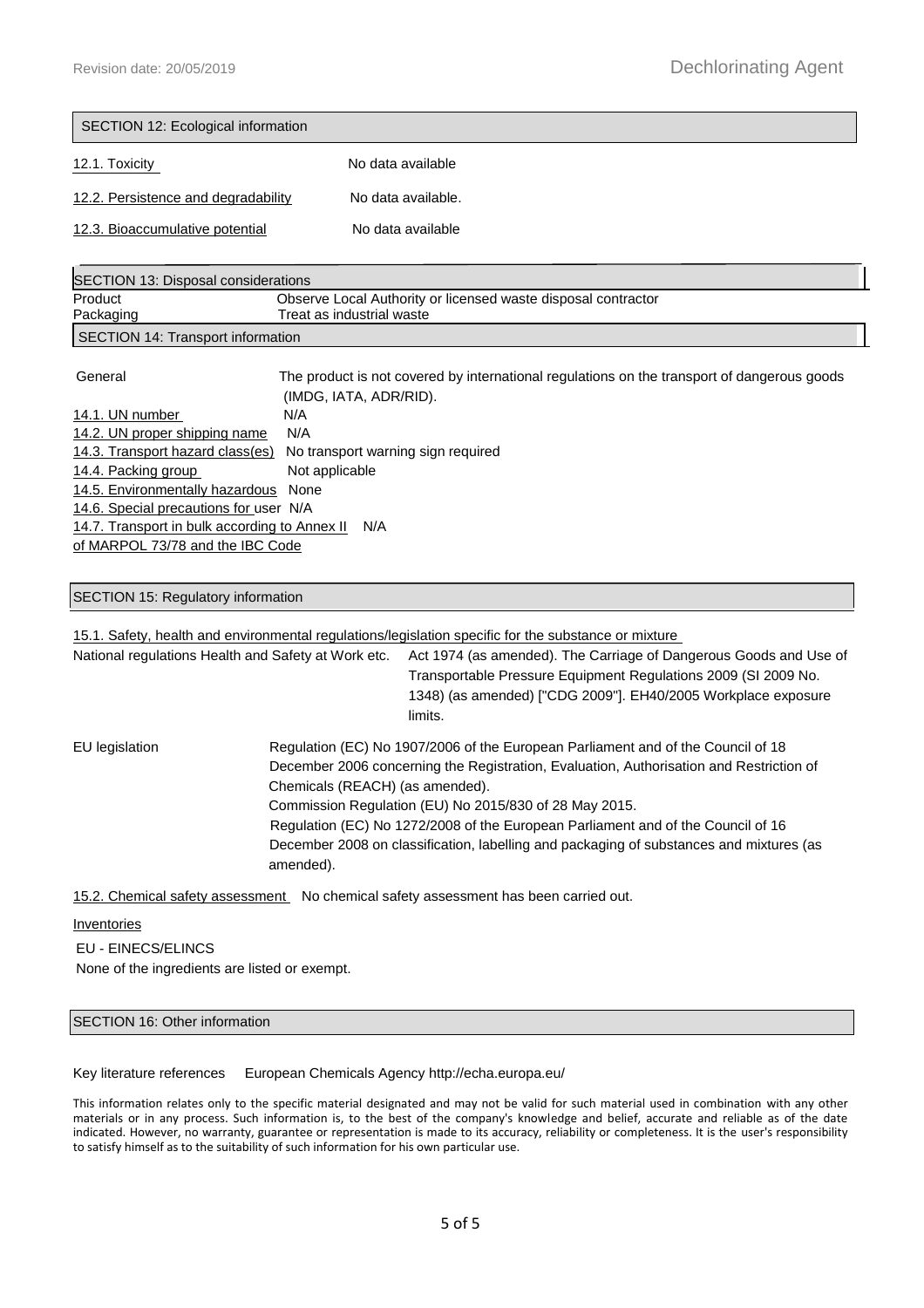## SECTION 12: Ecological information

| | |
|---|---|
| 12.1. Toxicity | No data available |
| 12.2. Persistence and degradability | No data available. |
| 12.3. Bioaccumulative potential | No data available |

## SECTION 13: Disposal considerations

| | |
|---|---|
| Product | Observe Local Authority or licensed waste disposal contractor |
| Packaging | Treat as industrial waste |

## SECTION 14: Transport information

| | |
|---|---|
| General | The product is not covered by international regulations on the transport of dangerous goods (IMDG, IATA, ADR/RID). |
| 14.1. UN number | N/A |
| 14.2. UN proper shipping name | N/A |
| 14.3. Transport hazard class(es) | No transport warning sign required |
| 14.4. Packing group | Not applicable |
| 14.5. Environmentally hazardous | None |
| 14.6. Special precautions for user | N/A |
| 14.7. Transport in bulk according to Annex II of MARPOL 73/78 and the IBC Code | N/A |

## SECTION 15: Regulatory information

15.1. Safety, health and environmental regulations/legislation specific for the substance or mixture

National regulations Health and Safety at Work etc. Act 1974 (as amended). The Carriage of Dangerous Goods and Use of Transportable Pressure Equipment Regulations 2009 (SI 2009 No. 1348) (as amended) ["CDG 2009"]. EH40/2005 Workplace exposure limits.

EU legislation: Regulation (EC) No 1907/2006 of the European Parliament and of the Council of 18 December 2006 concerning the Registration, Evaluation, Authorisation and Restriction of Chemicals (REACH) (as amended).
Commission Regulation (EU) No 2015/830 of 28 May 2015.
Regulation (EC) No 1272/2008 of the European Parliament and of the Council of 16 December 2008 on classification, labelling and packaging of substances and mixtures (as amended).

15.2. Chemical safety assessment No chemical safety assessment has been carried out.

Inventories

EU - EINECS/ELINCS

None of the ingredients are listed or exempt.

## SECTION 16: Other information

Key literature references European Chemicals Agency http://echa.europa.eu/

This information relates only to the specific material designated and may not be valid for such material used in combination with any other materials or in any process. Such information is, to the best of the company's knowledge and belief, accurate and reliable as of the date indicated. However, no warranty, guarantee or representation is made to its accuracy, reliability or completeness. It is the user's responsibility to satisfy himself as to the suitability of such information for his own particular use.